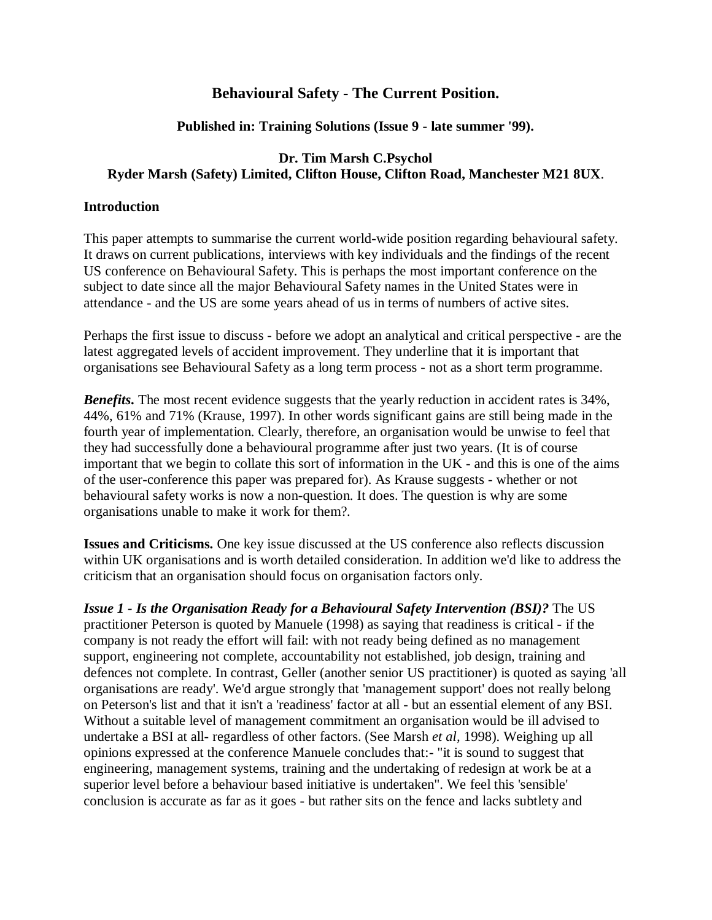# Behavioural Safety - The Current Position.

**Published in: Training Solutions (Issue 9 - late summer '99).**

**Dr. Tim Marsh C.Psychol**
**Ryder Marsh (Safety) Limited, Clifton House, Clifton Road, Manchester M21 8UX**.

## Introduction

This paper attempts to summarise the current world-wide position regarding behavioural safety. It draws on current publications, interviews with key individuals and the findings of the recent US conference on Behavioural Safety. This is perhaps the most important conference on the subject to date since all the major Behavioural Safety names in the United States were in attendance - and the US are some years ahead of us in terms of numbers of active sites.

Perhaps the first issue to discuss - before we adopt an analytical and critical perspective - are the latest aggregated levels of accident improvement. They underline that it is important that organisations see Behavioural Safety as a long term process - not as a short term programme.

***Benefits***. The most recent evidence suggests that the yearly reduction in accident rates is 34%, 44%, 61% and 71% (Krause, 1997). In other words significant gains are still being made in the fourth year of implementation. Clearly, therefore, an organisation would be unwise to feel that they had successfully done a behavioural programme after just two years. (It is of course important that we begin to collate this sort of information in the UK - and this is one of the aims of the user-conference this paper was prepared for). As Krause suggests - whether or not behavioural safety works is now a non-question. It does. The question is why are some organisations unable to make it work for them?.

**Issues and Criticisms.** One key issue discussed at the US conference also reflects discussion within UK organisations and is worth detailed consideration. In addition we'd like to address the criticism that an organisation should focus on organisation factors only.

***Issue 1 - Is the Organisation Ready for a Behavioural Safety Intervention (BSI)?*** The US practitioner Peterson is quoted by Manuele (1998) as saying that readiness is critical - if the company is not ready the effort will fail: with not ready being defined as no management support, engineering not complete, accountability not established, job design, training and defences not complete. In contrast, Geller (another senior US practitioner) is quoted as saying 'all organisations are ready'. We'd argue strongly that 'management support' does not really belong on Peterson's list and that it isn't a 'readiness' factor at all - but an essential element of any BSI. Without a suitable level of management commitment an organisation would be ill advised to undertake a BSI at all- regardless of other factors. (See Marsh *et al,* 1998). Weighing up all opinions expressed at the conference Manuele concludes that:- "it is sound to suggest that engineering, management systems, training and the undertaking of redesign at work be at a superior level before a behaviour based initiative is undertaken". We feel this 'sensible' conclusion is accurate as far as it goes - but rather sits on the fence and lacks subtlety and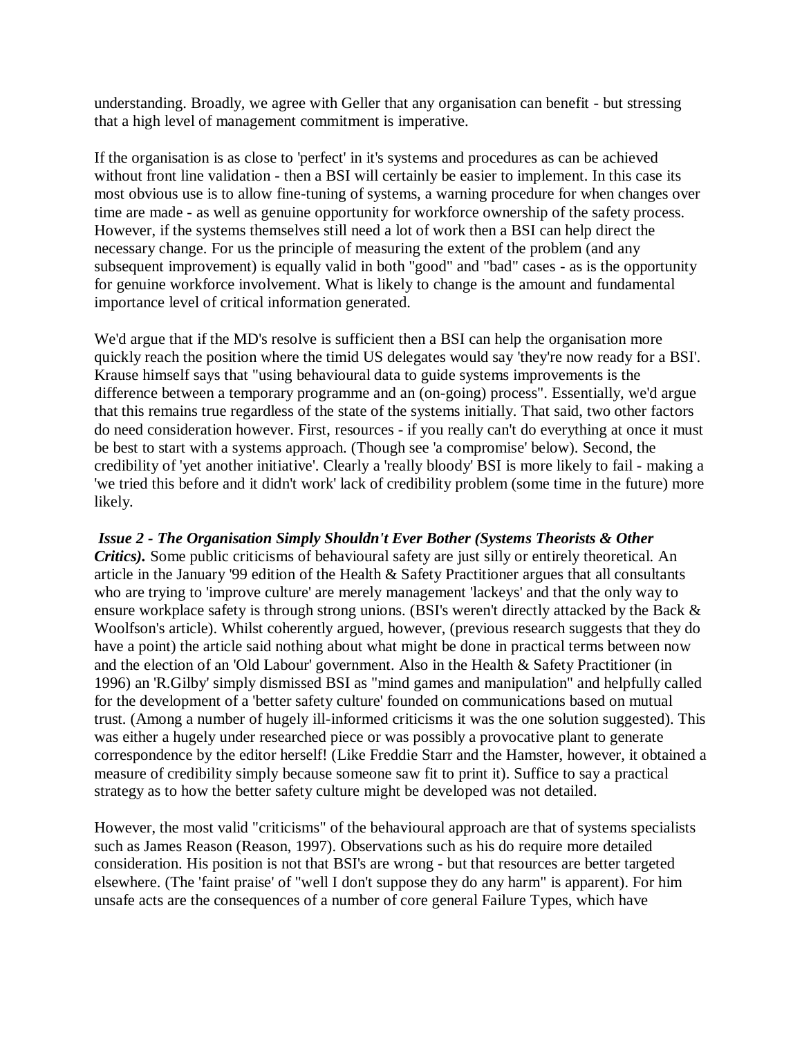understanding. Broadly, we agree with Geller that any organisation can benefit - but stressing that a high level of management commitment is imperative.

If the organisation is as close to 'perfect' in it's systems and procedures as can be achieved without front line validation - then a BSI will certainly be easier to implement. In this case its most obvious use is to allow fine-tuning of systems, a warning procedure for when changes over time are made - as well as genuine opportunity for workforce ownership of the safety process. However, if the systems themselves still need a lot of work then a BSI can help direct the necessary change. For us the principle of measuring the extent of the problem (and any subsequent improvement) is equally valid in both "good" and "bad" cases - as is the opportunity for genuine workforce involvement. What is likely to change is the amount and fundamental importance level of critical information generated.

We'd argue that if the MD's resolve is sufficient then a BSI can help the organisation more quickly reach the position where the timid US delegates would say 'they're now ready for a BSI'. Krause himself says that "using behavioural data to guide systems improvements is the difference between a temporary programme and an (on-going) process". Essentially, we'd argue that this remains true regardless of the state of the systems initially. That said, two other factors do need consideration however. First, resources - if you really can't do everything at once it must be best to start with a systems approach. (Though see 'a compromise' below). Second, the credibility of 'yet another initiative'. Clearly a 'really bloody' BSI is more likely to fail - making a 'we tried this before and it didn't work' lack of credibility problem (some time in the future) more likely.

***Issue 2 - The Organisation Simply Shouldn't Ever Bother (Systems Theorists & Other Critics).*** Some public criticisms of behavioural safety are just silly or entirely theoretical. An article in the January '99 edition of the Health & Safety Practitioner argues that all consultants who are trying to 'improve culture' are merely management 'lackeys' and that the only way to ensure workplace safety is through strong unions. (BSI's weren't directly attacked by the Back & Woolfson's article). Whilst coherently argued, however, (previous research suggests that they do have a point) the article said nothing about what might be done in practical terms between now and the election of an 'Old Labour' government. Also in the Health & Safety Practitioner (in 1996) an 'R.Gilby' simply dismissed BSI as "mind games and manipulation" and helpfully called for the development of a 'better safety culture' founded on communications based on mutual trust. (Among a number of hugely ill-informed criticisms it was the one solution suggested). This was either a hugely under researched piece or was possibly a provocative plant to generate correspondence by the editor herself! (Like Freddie Starr and the Hamster, however, it obtained a measure of credibility simply because someone saw fit to print it). Suffice to say a practical strategy as to how the better safety culture might be developed was not detailed.

However, the most valid "criticisms" of the behavioural approach are that of systems specialists such as James Reason (Reason, 1997). Observations such as his do require more detailed consideration. His position is not that BSI's are wrong - but that resources are better targeted elsewhere. (The 'faint praise' of "well I don't suppose they do any harm" is apparent). For him unsafe acts are the consequences of a number of core general Failure Types, which have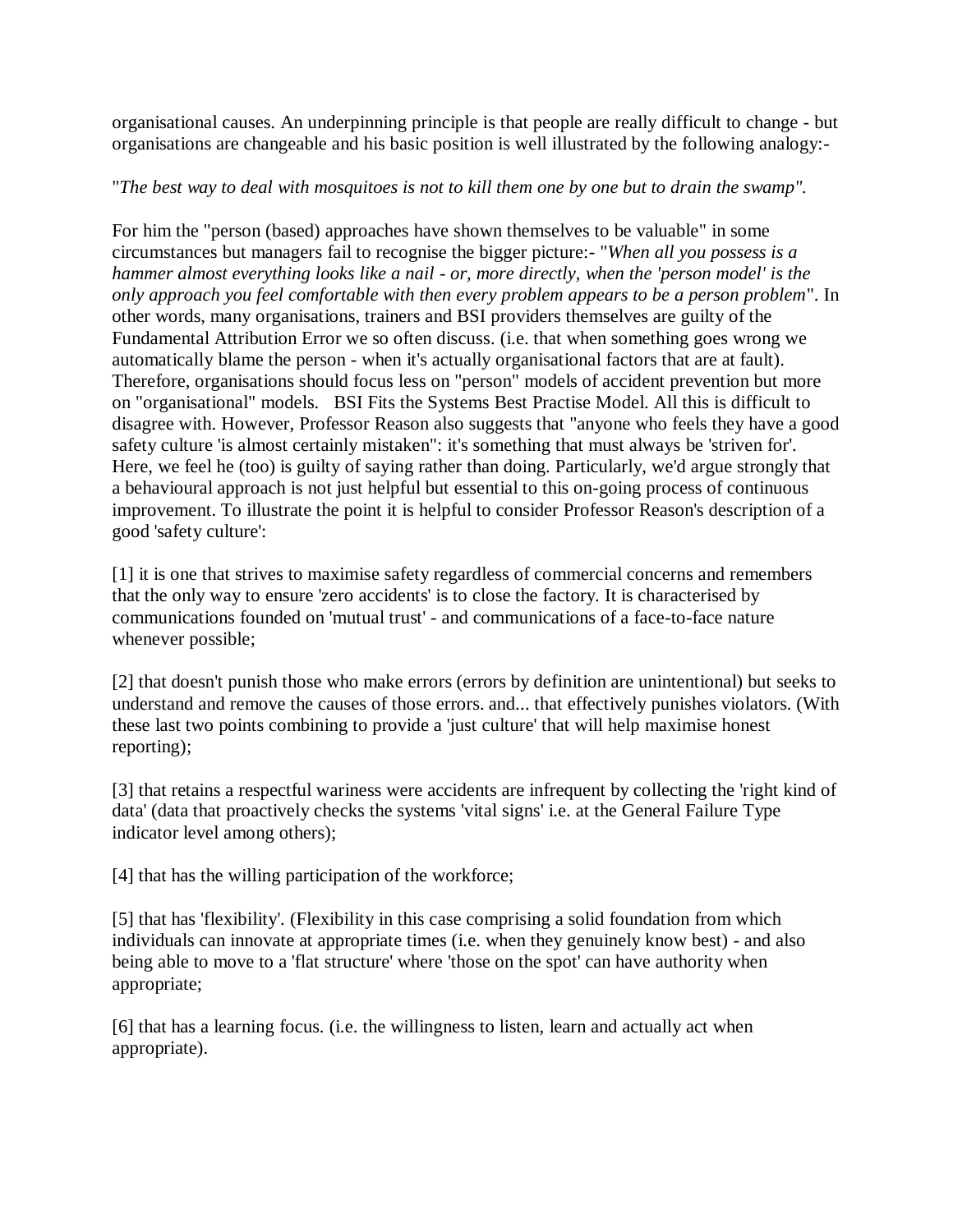organisational causes. An underpinning principle is that people are really difficult to change - but organisations are changeable and his basic position is well illustrated by the following analogy:-

"*The best way to deal with mosquitoes is not to kill them one by one but to drain the swamp".*

For him the "person (based) approaches have shown themselves to be valuable" in some circumstances but managers fail to recognise the bigger picture:- "*When all you possess is a hammer almost everything looks like a nail - or, more directly, when the 'person model' is the only approach you feel comfortable with then every problem appears to be a person problem*". In other words, many organisations, trainers and BSI providers themselves are guilty of the Fundamental Attribution Error we so often discuss. (i.e. that when something goes wrong we automatically blame the person - when it's actually organisational factors that are at fault). Therefore, organisations should focus less on "person" models of accident prevention but more on "organisational" models. BSI Fits the Systems Best Practise Model. All this is difficult to disagree with. However, Professor Reason also suggests that "anyone who feels they have a good safety culture 'is almost certainly mistaken'': it's something that must always be 'striven for'. Here, we feel he (too) is guilty of saying rather than doing. Particularly, we'd argue strongly that a behavioural approach is not just helpful but essential to this on-going process of continuous improvement. To illustrate the point it is helpful to consider Professor Reason's description of a good 'safety culture':

[1] it is one that strives to maximise safety regardless of commercial concerns and remembers that the only way to ensure 'zero accidents' is to close the factory. It is characterised by communications founded on 'mutual trust' - and communications of a face-to-face nature whenever possible;

[2] that doesn't punish those who make errors (errors by definition are unintentional) but seeks to understand and remove the causes of those errors. and... that effectively punishes violators. (With these last two points combining to provide a 'just culture' that will help maximise honest reporting);

[3] that retains a respectful wariness were accidents are infrequent by collecting the 'right kind of data' (data that proactively checks the systems 'vital signs' i.e. at the General Failure Type indicator level among others);

[4] that has the willing participation of the workforce;

[5] that has 'flexibility'. (Flexibility in this case comprising a solid foundation from which individuals can innovate at appropriate times (i.e. when they genuinely know best) - and also being able to move to a 'flat structure' where 'those on the spot' can have authority when appropriate;

[6] that has a learning focus. (i.e. the willingness to listen, learn and actually act when appropriate).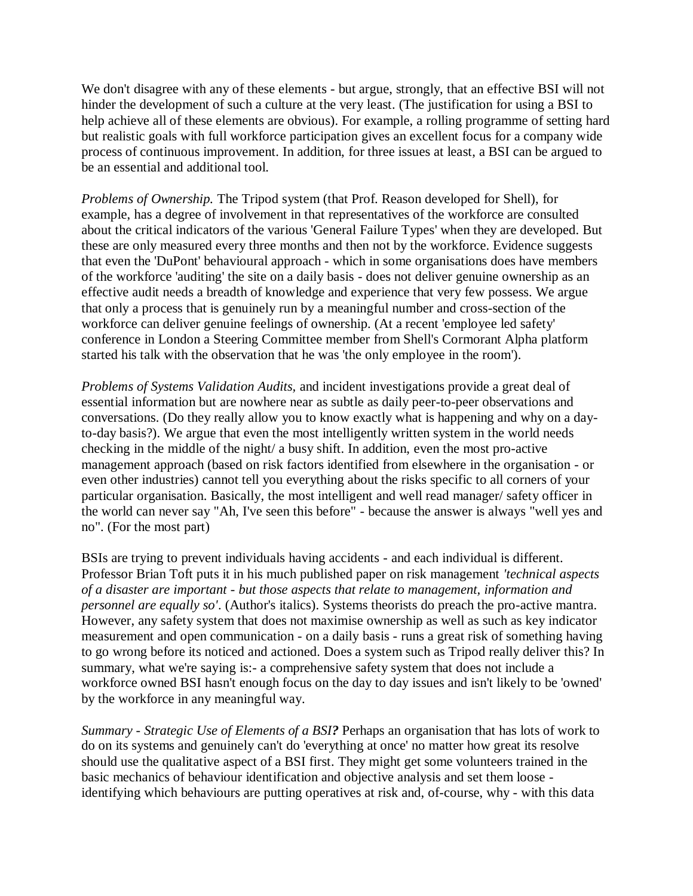We don't disagree with any of these elements - but argue, strongly, that an effective BSI will not hinder the development of such a culture at the very least. (The justification for using a BSI to help achieve all of these elements are obvious). For example, a rolling programme of setting hard but realistic goals with full workforce participation gives an excellent focus for a company wide process of continuous improvement. In addition, for three issues at least, a BSI can be argued to be an essential and additional tool.

*Problems of Ownership.* The Tripod system (that Prof. Reason developed for Shell), for example, has a degree of involvement in that representatives of the workforce are consulted about the critical indicators of the various 'General Failure Types' when they are developed. But these are only measured every three months and then not by the workforce. Evidence suggests that even the 'DuPont' behavioural approach - which in some organisations does have members of the workforce 'auditing' the site on a daily basis - does not deliver genuine ownership as an effective audit needs a breadth of knowledge and experience that very few possess. We argue that only a process that is genuinely run by a meaningful number and cross-section of the workforce can deliver genuine feelings of ownership. (At a recent 'employee led safety' conference in London a Steering Committee member from Shell's Cormorant Alpha platform started his talk with the observation that he was 'the only employee in the room').

*Problems of Systems Validation Audits,* and incident investigations provide a great deal of essential information but are nowhere near as subtle as daily peer-to-peer observations and conversations. (Do they really allow you to know exactly what is happening and why on a day-to-day basis?). We argue that even the most intelligently written system in the world needs checking in the middle of the night/ a busy shift. In addition, even the most pro-active management approach (based on risk factors identified from elsewhere in the organisation - or even other industries) cannot tell you everything about the risks specific to all corners of your particular organisation. Basically, the most intelligent and well read manager/ safety officer in the world can never say "Ah, I've seen this before" - because the answer is always "well yes and no". (For the most part)

BSIs are trying to prevent individuals having accidents - and each individual is different. Professor Brian Toft puts it in his much published paper on risk management *'technical aspects of a disaster are important - but those aspects that relate to management, information and personnel are equally so'*. (Author's italics). Systems theorists do preach the pro-active mantra. However, any safety system that does not maximise ownership as well as such as key indicator measurement and open communication - on a daily basis - runs a great risk of something having to go wrong before its noticed and actioned. Does a system such as Tripod really deliver this? In summary, what we're saying is:- a comprehensive safety system that does not include a workforce owned BSI hasn't enough focus on the day to day issues and isn't likely to be 'owned' by the workforce in any meaningful way.

*Summary - Strategic Use of Elements of a BSI**?*** Perhaps an organisation that has lots of work to do on its systems and genuinely can't do 'everything at once' no matter how great its resolve should use the qualitative aspect of a BSI first. They might get some volunteers trained in the basic mechanics of behaviour identification and objective analysis and set them loose - identifying which behaviours are putting operatives at risk and, of-course, why - with this data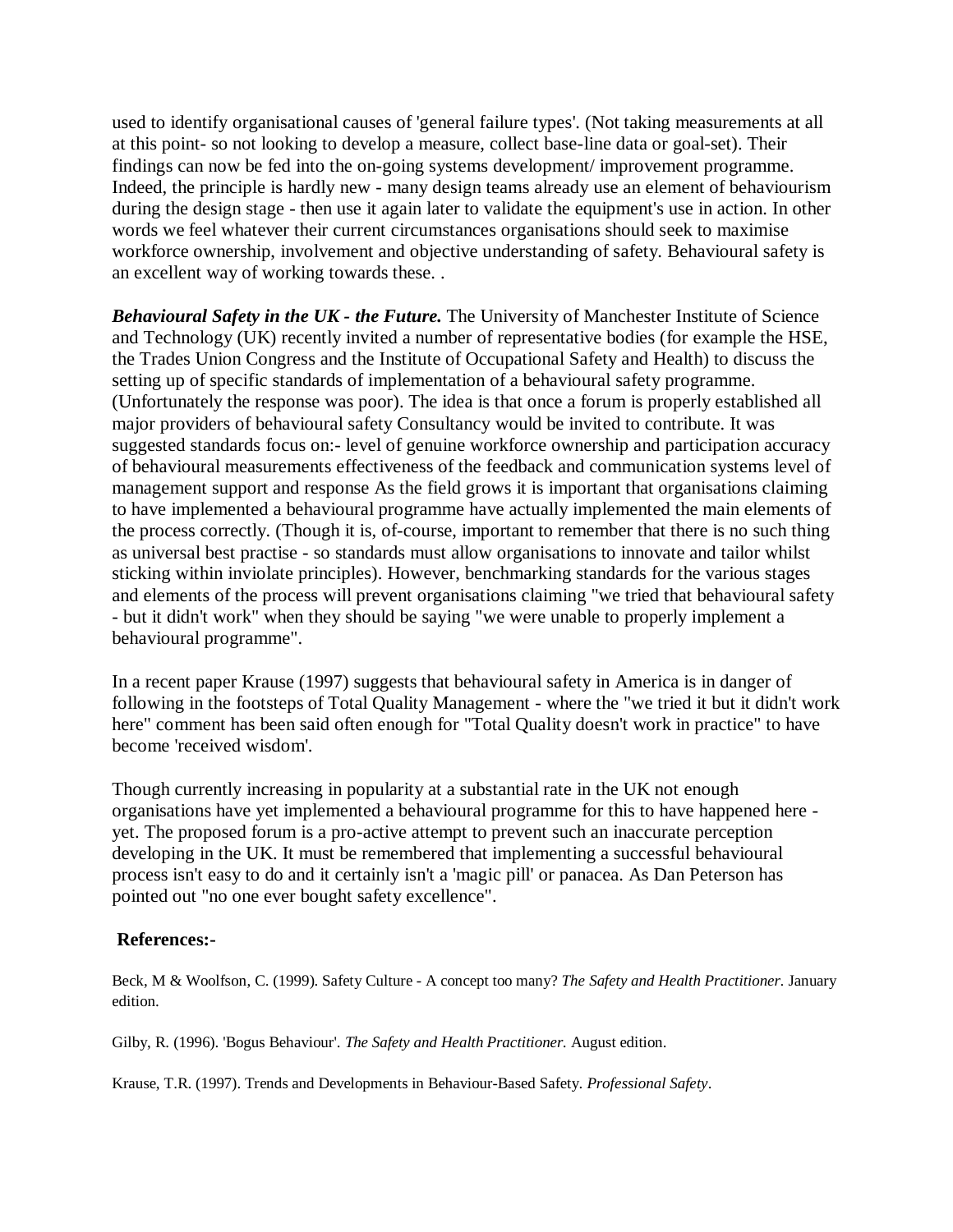used to identify organisational causes of 'general failure types'. (Not taking measurements at all at this point- so not looking to develop a measure, collect base-line data or goal-set). Their findings can now be fed into the on-going systems development/ improvement programme. Indeed, the principle is hardly new - many design teams already use an element of behaviourism during the design stage - then use it again later to validate the equipment's use in action. In other words we feel whatever their current circumstances organisations should seek to maximise workforce ownership, involvement and objective understanding of safety. Behavioural safety is an excellent way of working towards these. .

***Behavioural Safety in the UK - the Future.*** The University of Manchester Institute of Science and Technology (UK) recently invited a number of representative bodies (for example the HSE, the Trades Union Congress and the Institute of Occupational Safety and Health) to discuss the setting up of specific standards of implementation of a behavioural safety programme. (Unfortunately the response was poor). The idea is that once a forum is properly established all major providers of behavioural safety Consultancy would be invited to contribute. It was suggested standards focus on:- level of genuine workforce ownership and participation accuracy of behavioural measurements effectiveness of the feedback and communication systems level of management support and response As the field grows it is important that organisations claiming to have implemented a behavioural programme have actually implemented the main elements of the process correctly. (Though it is, of-course, important to remember that there is no such thing as universal best practise - so standards must allow organisations to innovate and tailor whilst sticking within inviolate principles). However, benchmarking standards for the various stages and elements of the process will prevent organisations claiming "we tried that behavioural safety - but it didn't work" when they should be saying "we were unable to properly implement a behavioural programme".

In a recent paper Krause (1997) suggests that behavioural safety in America is in danger of following in the footsteps of Total Quality Management - where the "we tried it but it didn't work here" comment has been said often enough for "Total Quality doesn't work in practice" to have become 'received wisdom'.

Though currently increasing in popularity at a substantial rate in the UK not enough organisations have yet implemented a behavioural programme for this to have happened here - yet. The proposed forum is a pro-active attempt to prevent such an inaccurate perception developing in the UK. It must be remembered that implementing a successful behavioural process isn't easy to do and it certainly isn't a 'magic pill' or panacea. As Dan Peterson has pointed out "no one ever bought safety excellence".

**References:-**

Beck, M & Woolfson, C. (1999). Safety Culture - A concept too many? *The Safety and Health Practitioner.* January edition.

Gilby, R. (1996). 'Bogus Behaviour'. *The Safety and Health Practitioner.* August edition.

Krause, T.R. (1997). Trends and Developments in Behaviour-Based Safety. *Professional Safety*.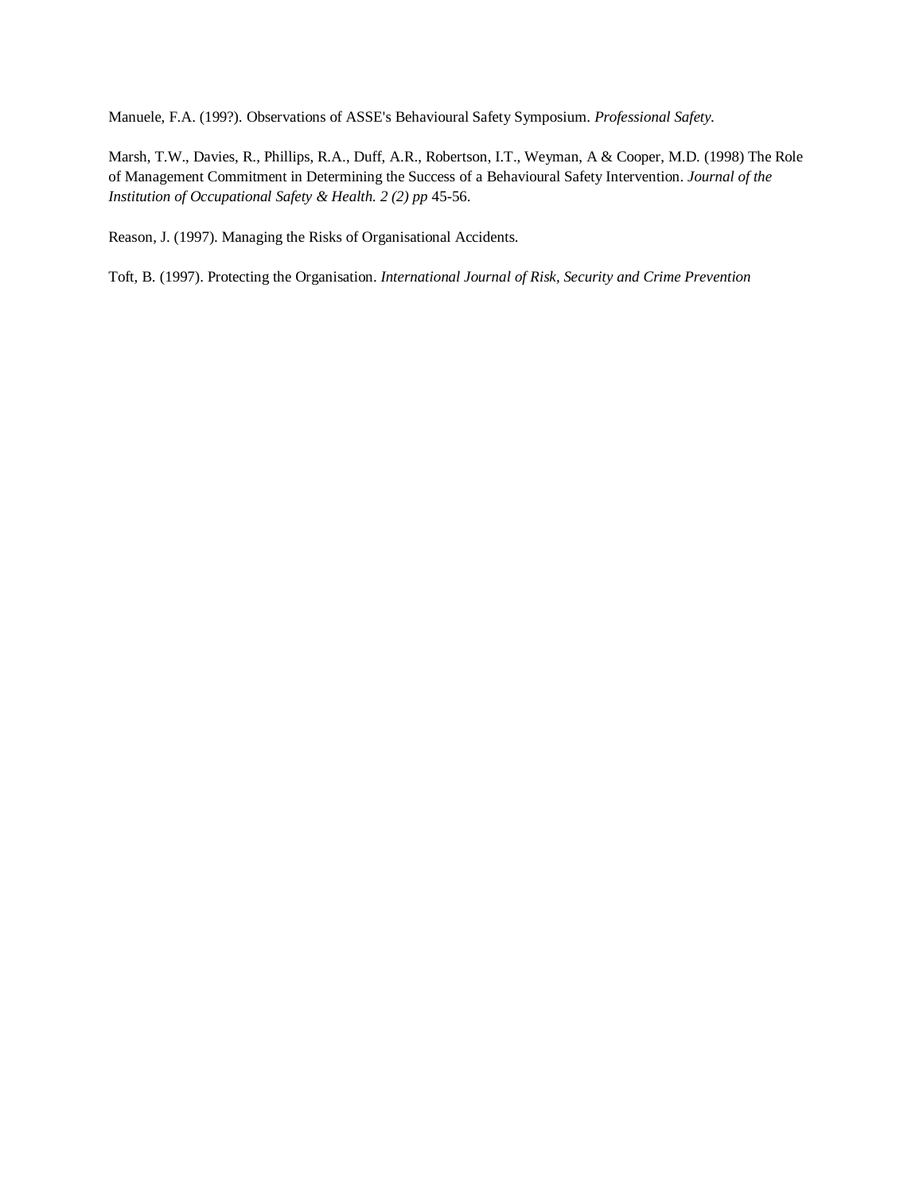Manuele, F.A. (199?). Observations of ASSE's Behavioural Safety Symposium. *Professional Safety.*

Marsh, T.W., Davies, R., Phillips, R.A., Duff, A.R., Robertson, I.T., Weyman, A & Cooper, M.D. (1998) The Role of Management Commitment in Determining the Success of a Behavioural Safety Intervention. *Journal of the Institution of Occupational Safety & Health. 2 (2) pp* 45-56.

Reason, J. (1997). Managing the Risks of Organisational Accidents.

Toft, B. (1997). Protecting the Organisation. *International Journal of Risk, Security and Crime Prevention*